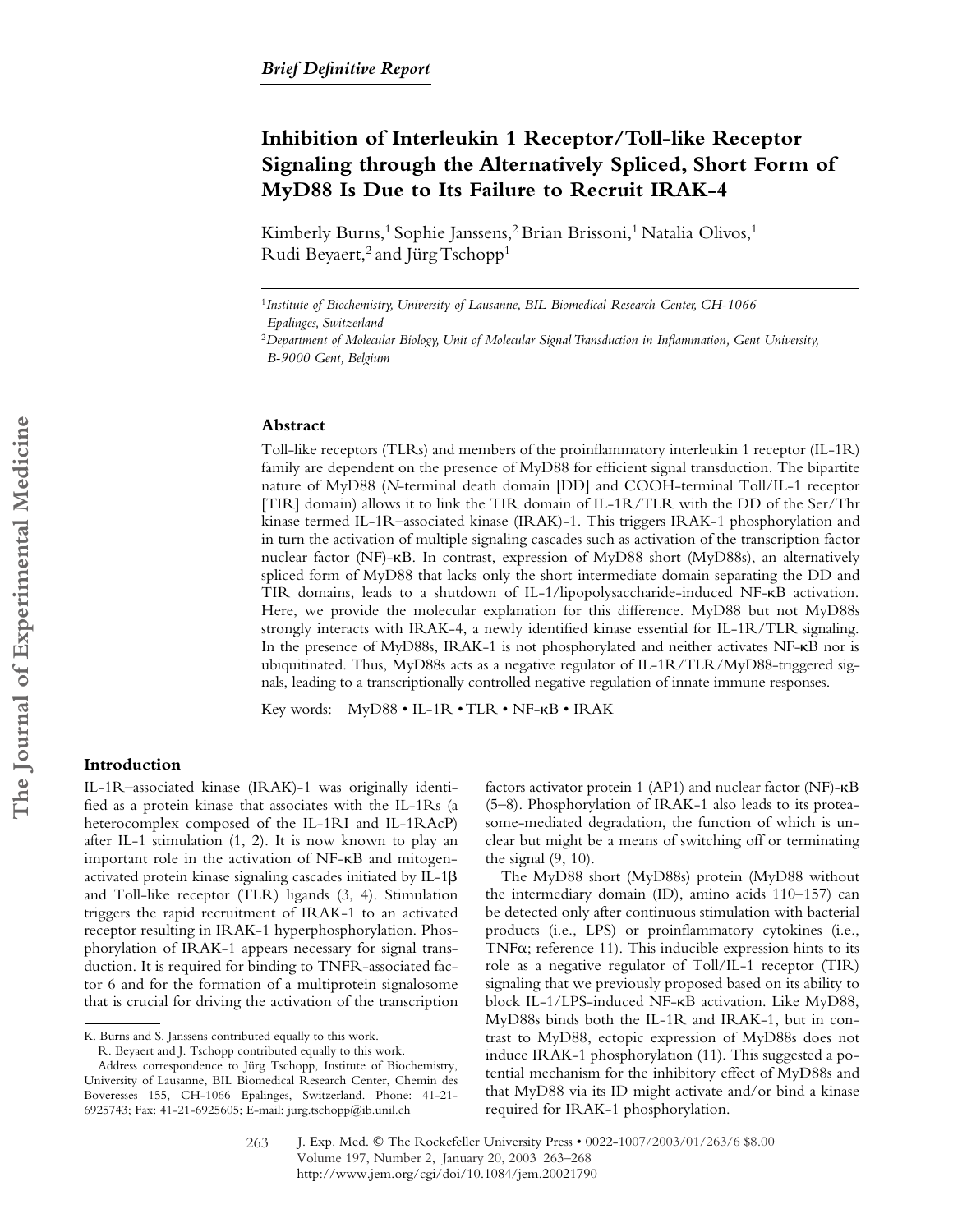*Brief Definitive Report*

# Inhibition of Interleukin 1 Receptor/Toll-like Receptor Signaling through the Alternatively Spliced, Short Form of MyD88 Is Due to Its Failure to Recruit IRAK-4

Kimberly Burns,[1] Sophie Janssens,[2] Brian Brissoni,[1] Natalia Olivos,[1] Rudi Beyaert,[2] and Jürg Tschopp[1]

[1]*Institute of Biochemistry, University of Lausanne, BIL Biomedical Research Center, CH-1066 Epalinges, Switzerland*

[2]*Department of Molecular Biology, Unit of Molecular Signal Transduction in Inflammation, Gent University, B-9000 Gent, Belgium*

## Abstract

Toll-like receptors (TLRs) and members of the proinflammatory interleukin 1 receptor (IL-1R) family are dependent on the presence of MyD88 for efficient signal transduction. The bipartite nature of MyD88 (*N*-terminal death domain [DD] and COOH-terminal Toll/IL-1 receptor [TIR] domain) allows it to link the TIR domain of IL-1R/TLR with the DD of the Ser/Thr kinase termed IL-1R–associated kinase (IRAK)-1. This triggers IRAK-1 phosphorylation and in turn the activation of multiple signaling cascades such as activation of the transcription factor nuclear factor (NF)-κB. In contrast, expression of MyD88 short (MyD88s), an alternatively spliced form of MyD88 that lacks only the short intermediate domain separating the DD and TIR domains, leads to a shutdown of IL-1/lipopolysaccharide-induced NF-κB activation. Here, we provide the molecular explanation for this difference. MyD88 but not MyD88s strongly interacts with IRAK-4, a newly identified kinase essential for IL-1R/TLR signaling. In the presence of MyD88s, IRAK-1 is not phosphorylated and neither activates NF-κB nor is ubiquitinated. Thus, MyD88s acts as a negative regulator of IL-1R/TLR/MyD88-triggered signals, leading to a transcriptionally controlled negative regulation of innate immune responses.

Key words: MyD88 • IL-1R • TLR • NF-κB • IRAK

## Introduction

IL-1R–associated kinase (IRAK)-1 was originally identified as a protein kinase that associates with the IL-1Rs (a heterocomplex composed of the IL-1RI and IL-1RAcP) after IL-1 stimulation (1, 2). It is now known to play an important role in the activation of NF-κB and mitogen-activated protein kinase signaling cascades initiated by IL-1β and Toll-like receptor (TLR) ligands (3, 4). Stimulation triggers the rapid recruitment of IRAK-1 to an activated receptor resulting in IRAK-1 hyperphosphorylation. Phosphorylation of IRAK-1 appears necessary for signal transduction. It is required for binding to TNFR-associated factor 6 and for the formation of a multiprotein signalosome that is crucial for driving the activation of the transcription factors activator protein 1 (AP1) and nuclear factor (NF)-κB (5–8). Phosphorylation of IRAK-1 also leads to its proteasome-mediated degradation, the function of which is unclear but might be a means of switching off or terminating the signal (9, 10).

The MyD88 short (MyD88s) protein (MyD88 without the intermediary domain (ID), amino acids 110–157) can be detected only after continuous stimulation with bacterial products (i.e., LPS) or proinflammatory cytokines (i.e., TNFα; reference 11). This inducible expression hints to its role as a negative regulator of Toll/IL-1 receptor (TIR) signaling that we previously proposed based on its ability to block IL-1/LPS-induced NF-κB activation. Like MyD88, MyD88s binds both the IL-1R and IRAK-1, but in contrast to MyD88, ectopic expression of MyD88s does not induce IRAK-1 phosphorylation (11). This suggested a potential mechanism for the inhibitory effect of MyD88s and that MyD88 via its ID might activate and/or bind a kinase required for IRAK-1 phosphorylation.

K. Burns and S. Janssens contributed equally to this work.

R. Beyaert and J. Tschopp contributed equally to this work.

Address correspondence to Jürg Tschopp, Institute of Biochemistry, University of Lausanne, BIL Biomedical Research Center, Chemin des Boveresses 155, CH-1066 Epalinges, Switzerland. Phone: 41-21-6925743; Fax: 41-21-6925605; E-mail: jurg.tschopp@ib.unil.ch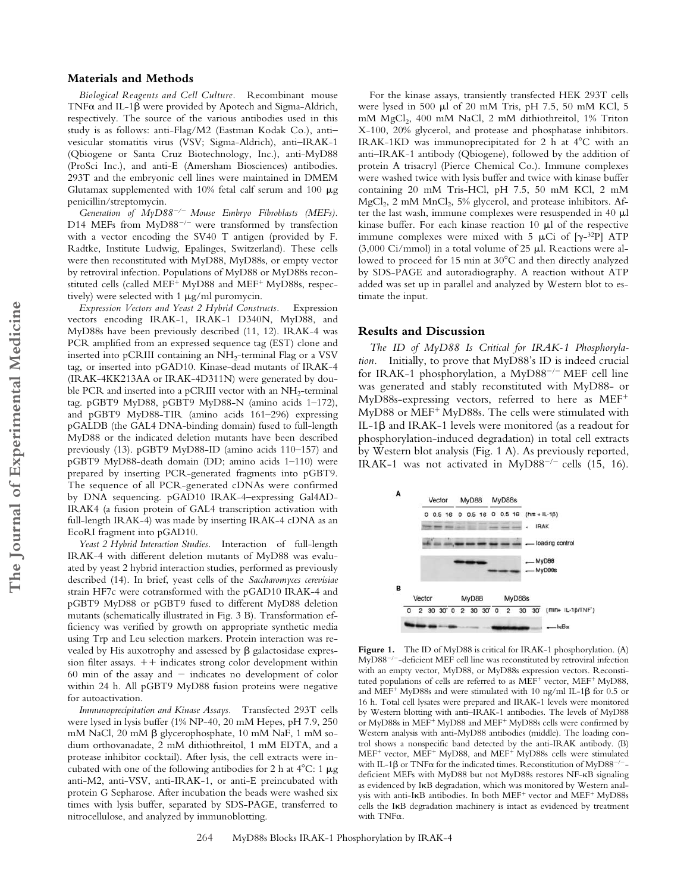## Materials and Methods

*Biological Reagents and Cell Culture.* Recombinant mouse TNFα and IL-1β were provided by Apotech and Sigma-Aldrich, respectively. The source of the various antibodies used in this study is as follows: anti-Flag/M2 (Eastman Kodak Co.), anti–vesicular stomatitis virus (VSV; Sigma-Aldrich), anti–IRAK-1 (Qbiogene or Santa Cruz Biotechnology, Inc.), anti-MyD88 (ProSci Inc.), and anti-E (Amersham Biosciences) antibodies. 293T and the embryonic cell lines were maintained in DMEM Glutamax supplemented with 10% fetal calf serum and 100 μg penicillin/streptomycin.

*Generation of MyD88$^{-/-}$ Mouse Embryo Fibroblasts (MEFs).* D14 MEFs from MyD88$^{-/-}$ were transformed by transfection with a vector encoding the SV40 T antigen (provided by F. Radtke, Institute Ludwig, Epalinges, Switzerland). These cells were then reconstituted with MyD88, MyD88s, or empty vector by retroviral infection. Populations of MyD88 or MyD88s reconstituted cells (called MEF$^{+}$ MyD88 and MEF$^{+}$ MyD88s, respectively) were selected with 1 μg/ml puromycin.

*Expression Vectors and Yeast 2 Hybrid Constructs.* Expression vectors encoding IRAK-1, IRAK-1 D340N, MyD88, and MyD88s have been previously described (11, 12). IRAK-4 was PCR amplified from an expressed sequence tag (EST) clone and inserted into pCRIII containing an $NH_2$-terminal Flag or a VSV tag, or inserted into pGAD10. Kinase-dead mutants of IRAK-4 (IRAK-4KK213AA or IRAK-4D311N) were generated by double PCR and inserted into a pCRIII vector with an $NH_2$-terminal tag. pGBT9 MyD88, pGBT9 MyD88-N (amino acids 1–172), and pGBT9 MyD88-TIR (amino acids 161–296) expressing pGALDB (the GAL4 DNA-binding domain) fused to full-length MyD88 or the indicated deletion mutants have been described previously (13). pGBT9 MyD88-ID (amino acids 110–157) and pGBT9 MyD88-death domain (DD; amino acids 1–110) were prepared by inserting PCR-generated fragments into pGBT9. The sequence of all PCR-generated cDNAs were confirmed by DNA sequencing. pGAD10 IRAK-4–expressing Gal4AD-IRAK4 (a fusion protein of GAL4 transcription activation with full-length IRAK-4) was made by inserting IRAK-4 cDNA as an EcoRI fragment into pGAD10.

*Yeast 2 Hybrid Interaction Studies.* Interaction of full-length IRAK-4 with different deletion mutants of MyD88 was evaluated by yeast 2 hybrid interaction studies, performed as previously described (14). In brief, yeast cells of the *Saccharomyces cerevisiae* strain HF7c were cotransformed with the pGAD10 IRAK-4 and pGBT9 MyD88 or pGBT9 fused to different MyD88 deletion mutants (schematically illustrated in Fig. 3 B). Transformation efficiency was verified by growth on appropriate synthetic media using Trp and Leu selection markers. Protein interaction was revealed by His auxotrophy and assessed by β galactosidase expression filter assays. ++ indicates strong color development within 60 min of the assay and − indicates no development of color within 24 h. All pGBT9 MyD88 fusion proteins were negative for autoactivation.

*Immunoprecipitation and Kinase Assays.* Transfected 293T cells were lysed in lysis buffer (1% NP-40, 20 mM Hepes, pH 7.9, 250 mM NaCl, 20 mM β glycerophosphate, 10 mM NaF, 1 mM sodium orthovanadate, 2 mM dithiothreitol, 1 mM EDTA, and a protease inhibitor cocktail). After lysis, the cell extracts were incubated with one of the following antibodies for 2 h at 4°C: 1 μg anti-M2, anti-VSV, anti-IRAK-1, or anti-E preincubated with protein G Sepharose. After incubation the beads were washed six times with lysis buffer, separated by SDS-PAGE, transferred to nitrocellulose, and analyzed by immunoblotting.

For the kinase assays, transiently transfected HEK 293T cells were lysed in 500 μl of 20 mM Tris, pH 7.5, 50 mM KCl, 5 mM $MgCl_2$, 400 mM NaCl, 2 mM dithiothreitol, 1% Triton X-100, 20% glycerol, and protease and phosphatase inhibitors. IRAK-1KD was immunoprecipitated for 2 h at 4°C with an anti–IRAK-1 antibody (Qbiogene), followed by the addition of protein A trisacryl (Pierce Chemical Co.). Immune complexes were washed twice with lysis buffer and twice with kinase buffer containing 20 mM Tris-HCl, pH 7.5, 50 mM KCl, 2 mM $MgCl_2$, 2 mM $MnCl_2$, 5% glycerol, and protease inhibitors. After the last wash, immune complexes were resuspended in 40 μl kinase buffer. For each kinase reaction 10 μl of the respective immune complexes were mixed with 5 μCi of [γ-$^{32}$P] ATP (3,000 Ci/mmol) in a total volume of 25 μl. Reactions were allowed to proceed for 15 min at 30°C and then directly analyzed by SDS-PAGE and autoradiography. A reaction without ATP added was set up in parallel and analyzed by Western blot to estimate the input.

## Results and Discussion

*The ID of MyD88 Is Critical for IRAK-1 Phosphorylation.* Initially, to prove that MyD88's ID is indeed crucial for IRAK-1 phosphorylation, a MyD88$^{-/-}$ MEF cell line was generated and stably reconstituted with MyD88- or MyD88s-expressing vectors, referred to here as MEF$^{+}$ MyD88 or MEF$^{+}$ MyD88s. The cells were stimulated with IL-1β and IRAK-1 levels were monitored (as a readout for phosphorylation-induced degradation) in total cell extracts by Western blot analysis (Fig. 1 A). As previously reported, IRAK-1 was not activated in MyD88$^{-/-}$ cells (15, 16).

**Figure 1.** The ID of MyD88 is critical for IRAK-1 phosphorylation. (A) MyD88$^{-/-}$-deficient MEF cell line was reconstituted by retroviral infection with an empty vector, MyD88, or MyD88s expression vectors. Reconstituted populations of cells are referred to as MEF$^{+}$ vector, MEF$^{+}$ MyD88, and MEF$^{+}$ MyD88s and were stimulated with 10 ng/ml IL-1β for 0.5 or 16 h. Total cell lysates were prepared and IRAK-1 levels were monitored by Western blotting with anti–IRAK-1 antibodies. The levels of MyD88 or MyD88s in MEF$^{+}$ MyD88 and MEF$^{+}$ MyD88s cells were confirmed by Western analysis with anti-MyD88 antibodies (middle). The loading control shows a nonspecific band detected by the anti-IRAK antibody. (B) MEF$^{+}$ vector, MEF$^{+}$ MyD88, and MEF$^{+}$ MyD88s cells were stimulated with IL-1β or TNFα for the indicated times. Reconstitution of MyD88$^{-/-}$-deficient MEFs with MyD88 but not MyD88s restores NF-κB signaling as evidenced by IκB degradation, which was monitored by Western analysis with anti-IκB antibodies. In both MEF$^{+}$ vector and MEF$^{+}$ MyD88s cells the IκB degradation machinery is intact as evidenced by treatment with TNFα.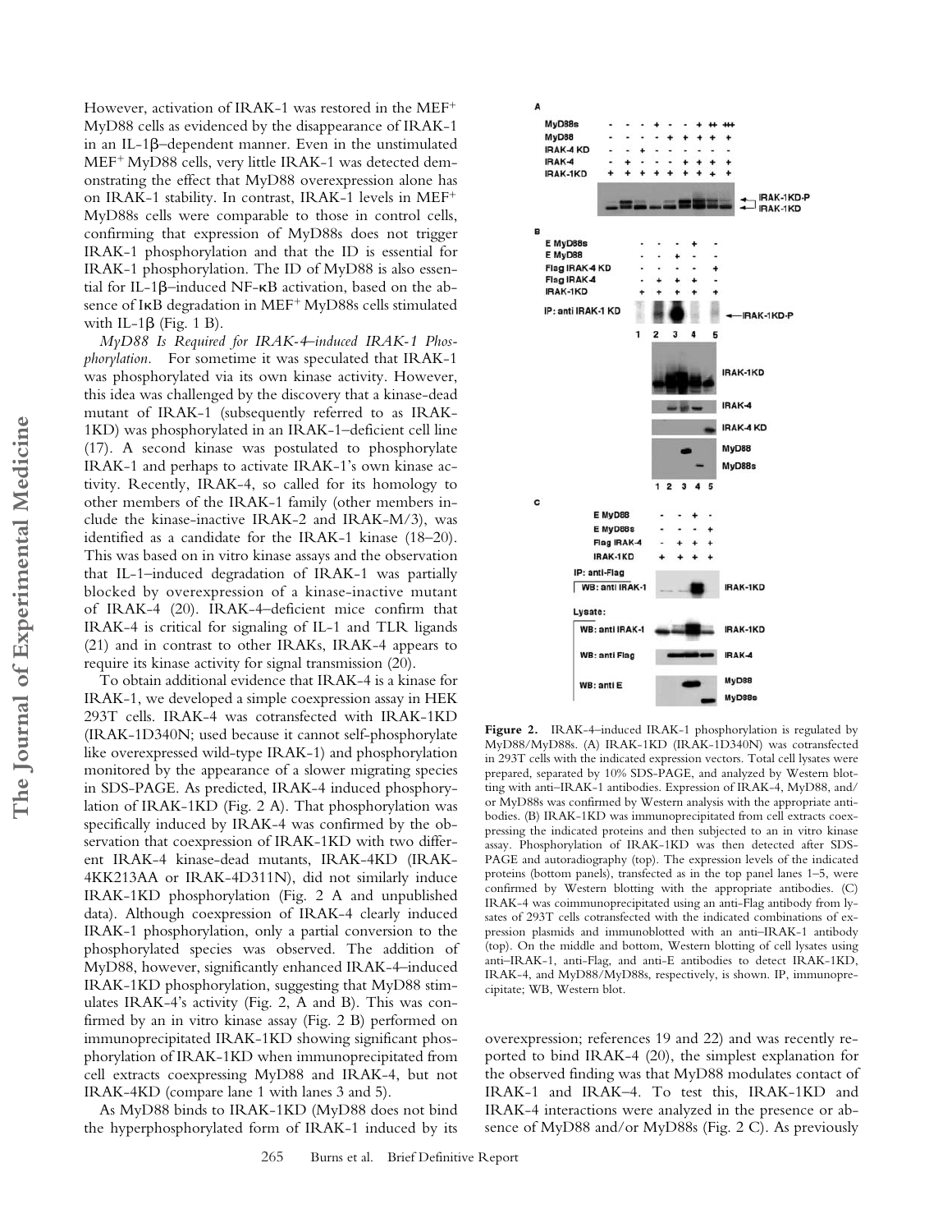However, activation of IRAK-1 was restored in the MEF+ MyD88 cells as evidenced by the disappearance of IRAK-1 in an IL-1β–dependent manner. Even in the unstimulated MEF+ MyD88 cells, very little IRAK-1 was detected demonstrating the effect that MyD88 overexpression alone has on IRAK-1 stability. In contrast, IRAK-1 levels in MEF+ MyD88s cells were comparable to those in control cells, confirming that expression of MyD88s does not trigger IRAK-1 phosphorylation and that the ID is essential for IRAK-1 phosphorylation. The ID of MyD88 is also essential for IL-1β–induced NF-κB activation, based on the absence of IκB degradation in MEF+ MyD88s cells stimulated with IL-1β (Fig. 1 B).

*MyD88 Is Required for IRAK-4–induced IRAK-1 Phosphorylation.* For sometime it was speculated that IRAK-1 was phosphorylated via its own kinase activity. However, this idea was challenged by the discovery that a kinase-dead mutant of IRAK-1 (subsequently referred to as IRAK-1KD) was phosphorylated in an IRAK-1–deficient cell line (17). A second kinase was postulated to phosphorylate IRAK-1 and perhaps to activate IRAK-1's own kinase activity. Recently, IRAK-4, so called for its homology to other members of the IRAK-1 family (other members include the kinase-inactive IRAK-2 and IRAK-M/3), was identified as a candidate for the IRAK-1 kinase (18–20). This was based on in vitro kinase assays and the observation that IL-1–induced degradation of IRAK-1 was partially blocked by overexpression of a kinase-inactive mutant of IRAK-4 (20). IRAK-4–deficient mice confirm that IRAK-4 is critical for signaling of IL-1 and TLR ligands (21) and in contrast to other IRAKs, IRAK-4 appears to require its kinase activity for signal transmission (20).

To obtain additional evidence that IRAK-4 is a kinase for IRAK-1, we developed a simple coexpression assay in HEK 293T cells. IRAK-4 was cotransfected with IRAK-1KD (IRAK-1D340N; used because it cannot self-phosphorylate like overexpressed wild-type IRAK-1) and phosphorylation monitored by the appearance of a slower migrating species in SDS-PAGE. As predicted, IRAK-4 induced phosphorylation of IRAK-1KD (Fig. 2 A). That phosphorylation was specifically induced by IRAK-4 was confirmed by the observation that coexpression of IRAK-1KD with two different IRAK-4 kinase-dead mutants, IRAK-4KD (IRAK-4KK213AA or IRAK-4D311N), did not similarly induce IRAK-1KD phosphorylation (Fig. 2 A and unpublished data). Although coexpression of IRAK-4 clearly induced IRAK-1 phosphorylation, only a partial conversion to the phosphorylated species was observed. The addition of MyD88, however, significantly enhanced IRAK-4–induced IRAK-1KD phosphorylation, suggesting that MyD88 stimulates IRAK-4's activity (Fig. 2, A and B). This was confirmed by an in vitro kinase assay (Fig. 2 B) performed on immunoprecipitated IRAK-1KD showing significant phosphorylation of IRAK-1KD when immunoprecipitated from cell extracts coexpressing MyD88 and IRAK-4, but not IRAK-4KD (compare lane 1 with lanes 3 and 5).

As MyD88 binds to IRAK-1KD (MyD88 does not bind the hyperphosphorylated form of IRAK-1 induced by its overexpression; references 19 and 22) and was recently reported to bind IRAK-4 (20), the simplest explanation for the observed finding was that MyD88 modulates contact of IRAK-1 and IRAK–4. To test this, IRAK-1KD and IRAK-4 interactions were analyzed in the presence or absence of MyD88 and/or MyD88s (Fig. 2 C). As previously

**Figure 2.** IRAK-4–induced IRAK-1 phosphorylation is regulated by MyD88/MyD88s. (A) IRAK-1KD (IRAK-1D340N) was cotransfected in 293T cells with the indicated expression vectors. Total cell lysates were prepared, separated by 10% SDS-PAGE, and analyzed by Western blotting with anti–IRAK-1 antibodies. Expression of IRAK-4, MyD88, and/or MyD88s was confirmed by Western analysis with the appropriate antibodies. (B) IRAK-1KD was immunoprecipitated from cell extracts coexpressing the indicated proteins and then subjected to an in vitro kinase assay. Phosphorylation of IRAK-1KD was then detected after SDS-PAGE and autoradiography (top). The expression levels of the indicated proteins (bottom panels), transfected as in the top panel lanes 1–5, were confirmed by Western blotting with the appropriate antibodies. (C) IRAK-4 was coimmunoprecipitated using an anti-Flag antibody from lysates of 293T cells cotransfected with the indicated combinations of expression plasmids and immunoblotted with an anti–IRAK-1 antibody (top). On the middle and bottom, Western blotting of cell lysates using anti–IRAK-1, anti-Flag, and anti-E antibodies to detect IRAK-1KD, IRAK-4, and MyD88/MyD88s, respectively, is shown. IP, immunoprecipitate; WB, Western blot.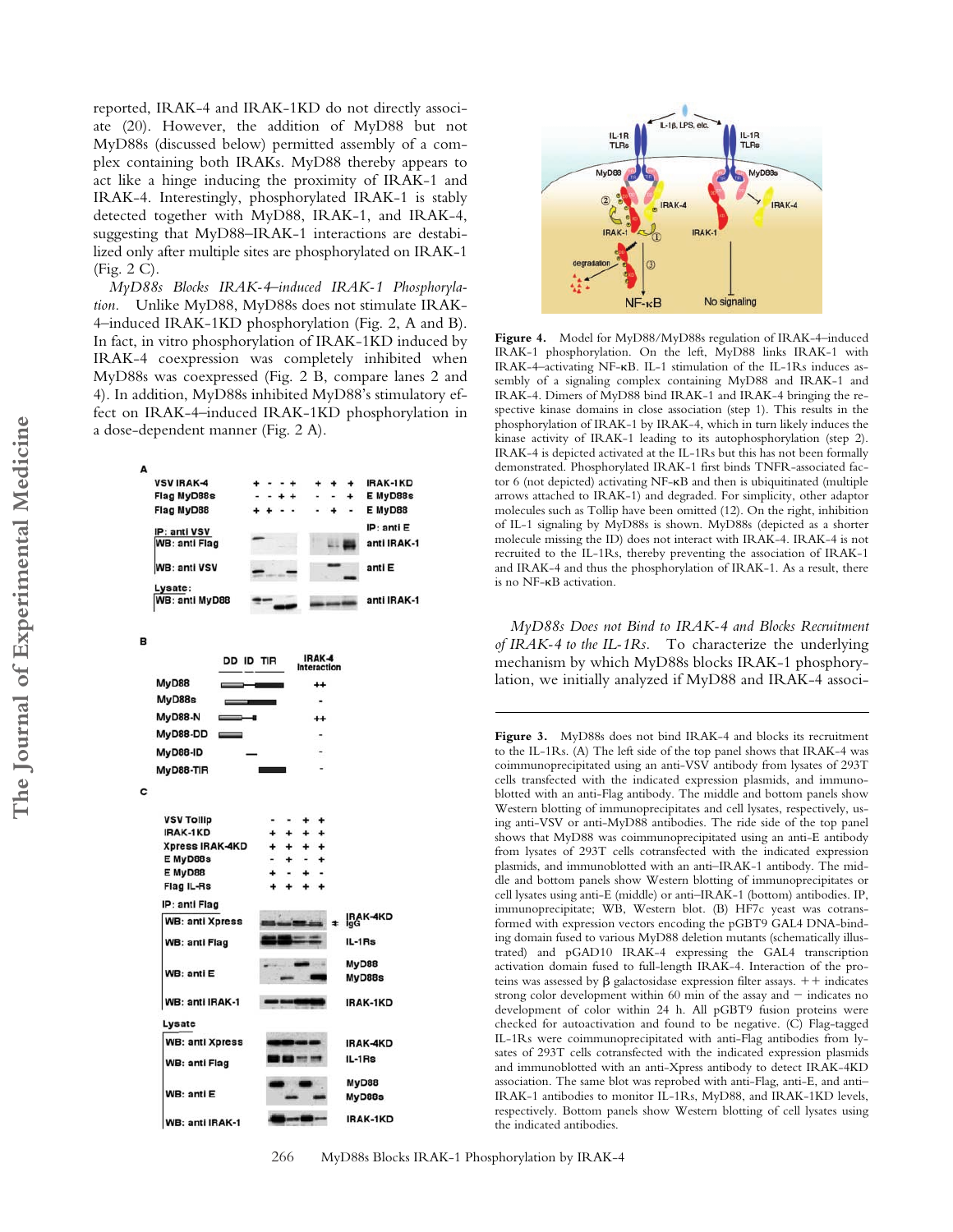reported, IRAK-4 and IRAK-1KD do not directly associate (20). However, the addition of MyD88 but not MyD88s (discussed below) permitted assembly of a complex containing both IRAKs. MyD88 thereby appears to act like a hinge inducing the proximity of IRAK-1 and IRAK-4. Interestingly, phosphorylated IRAK-1 is stably detected together with MyD88, IRAK-1, and IRAK-4, suggesting that MyD88–IRAK-1 interactions are destabilized only after multiple sites are phosphorylated on IRAK-1 (Fig. 2 C).

*MyD88s Blocks IRAK-4–induced IRAK-1 Phosphorylation.* Unlike MyD88, MyD88s does not stimulate IRAK-4–induced IRAK-1KD phosphorylation (Fig. 2, A and B). In fact, in vitro phosphorylation of IRAK-1KD induced by IRAK-4 coexpression was completely inhibited when MyD88s was coexpressed (Fig. 2 B, compare lanes 2 and 4). In addition, MyD88s inhibited MyD88's stimulatory effect on IRAK-4–induced IRAK-1KD phosphorylation in a dose-dependent manner (Fig. 2 A).

**Figure 3.** MyD88s does not bind IRAK-4 and blocks its recruitment to the IL-1Rs. (A) The left side of the top panel shows that IRAK-4 was coimmunoprecipitated using an anti-VSV antibody from lysates of 293T cells transfected with the indicated expression plasmids, and immunoblotted with an anti-Flag antibody. The middle and bottom panels show Western blotting of immunoprecipitates and cell lysates, respectively, using anti-VSV or anti-MyD88 antibodies. The ride side of the top panel shows that MyD88 was coimmunoprecipitated using an anti-E antibody from lysates of 293T cells cotransfected with the indicated expression plasmids, and immunoblotted with an anti–IRAK-1 antibody. The middle and bottom panels show Western blotting of immunoprecipitates or cell lysates using anti-E (middle) or anti–IRAK-1 (bottom) antibodies. IP, immunoprecipitate; WB, Western blot. (B) HF7c yeast was cotransformed with expression vectors encoding the pGBT9 GAL4 DNA-binding domain fused to various MyD88 deletion mutants (schematically illustrated) and pGAD10 IRAK-4 expressing the GAL4 transcription activation domain fused to full-length IRAK-4. Interaction of the proteins was assessed by β galactosidase expression filter assays. ++ indicates strong color development within 60 min of the assay and − indicates no development of color within 24 h. All pGBT9 fusion proteins were checked for autoactivation and found to be negative. (C) Flag-tagged IL-1Rs were coimmunoprecipitated with anti-Flag antibodies from lysates of 293T cells cotransfected with the indicated expression plasmids and immunoblotted with anti-Xpress antibody to detect IRAK-4KD association. The same blot was reprobed with anti-Flag, anti-E, and anti–IRAK-1 antibodies to monitor IL-1Rs, MyD88, and IRAK-1KD levels, respectively. Bottom panels show Western blotting of cell lysates using the indicated antibodies.

**Figure 4.** Model for MyD88/MyD88s regulation of IRAK-4–induced IRAK-1 phosphorylation. On the left, MyD88 links IRAK-1 with IRAK-4–activating NF-κB. IL-1 stimulation of the IL-1Rs induces assembly of a signaling complex containing MyD88 and IRAK-1 and IRAK-4. Dimers of MyD88 bind IRAK-1 and IRAK-4 bringing the respective kinase domains in close association (step 1). This results in the phosphorylation of IRAK-1 by IRAK-4, which in turn likely induces the kinase activity of IRAK-1 leading to its autophosphorylation (step 2). IRAK-4 is depicted activated at the IL-1Rs but this has not been formally demonstrated. Phosphorylated IRAK-1 first binds TNFR-associated factor 6 (not depicted) activating NF-κB and then is ubiquitinated (multiple arrows attached to IRAK-1) and degraded. For simplicity, other adaptor molecules such as Tollip have been omitted (12). On the right, inhibition of IL-1 signaling by MyD88s is shown. MyD88s (depicted as a shorter molecule missing the ID) does not interact with IRAK-4. IRAK-4 is not recruited to the IL-1Rs, thereby preventing the association of IRAK-1 and IRAK-4 and thus the phosphorylation of IRAK-1. As a result, there is no NF-κB activation.

*MyD88s Does not Bind to IRAK-4 and Blocks Recruitment of IRAK-4 to the IL-1Rs.* To characterize the underlying mechanism by which MyD88s blocks IRAK-1 phosphorylation, we initially analyzed if MyD88 and IRAK-4 associ-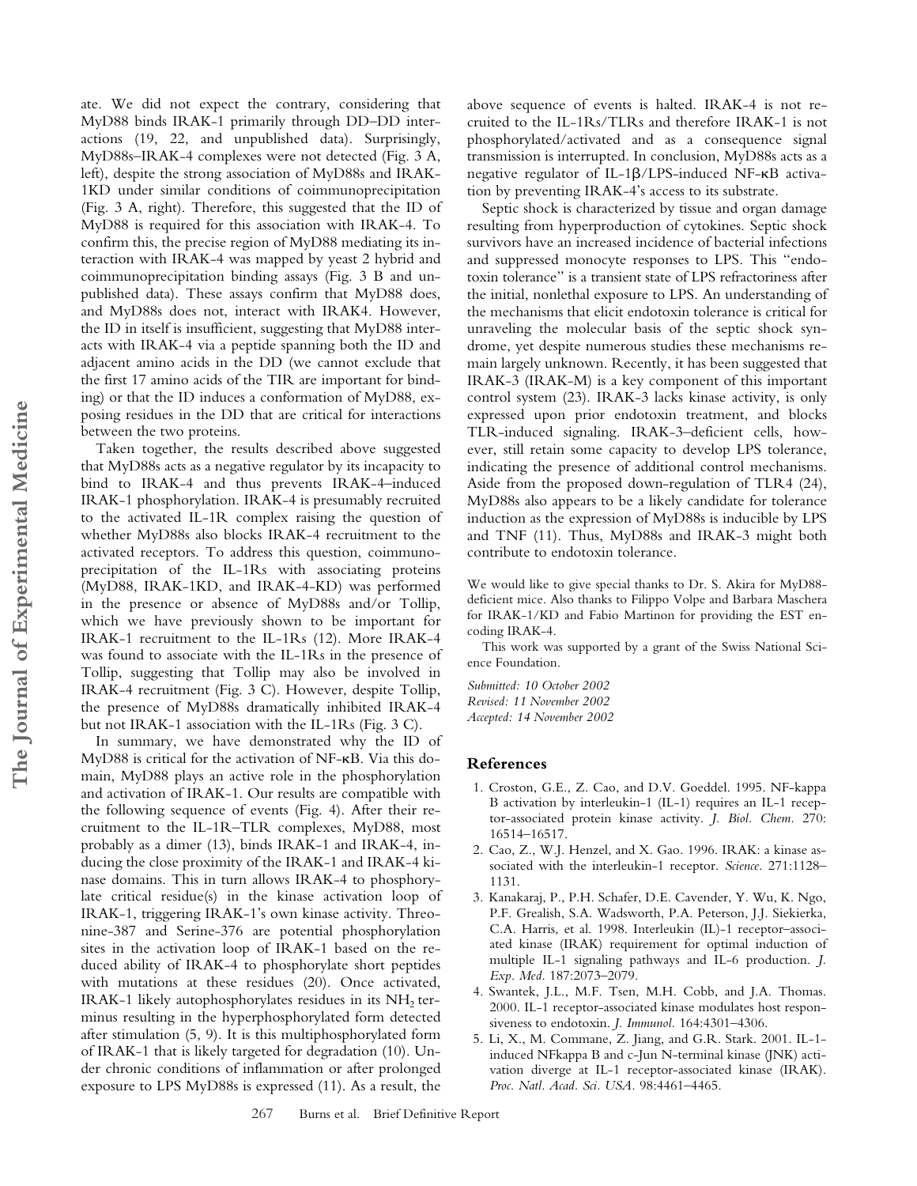ate. We did not expect the contrary, considering that MyD88 binds IRAK-1 primarily through DD–DD interactions (19, 22, and unpublished data). Surprisingly, MyD88s–IRAK-4 complexes were not detected (Fig. 3 A, left), despite the strong association of MyD88s and IRAK-1KD under similar conditions of coimmunoprecipitation (Fig. 3 A, right). Therefore, this suggested that the ID of MyD88 is required for this association with IRAK-4. To confirm this, the precise region of MyD88 mediating its interaction with IRAK-4 was mapped by yeast 2 hybrid and coimmunoprecipitation binding assays (Fig. 3 B and unpublished data). These assays confirm that MyD88 does, and MyD88s does not, interact with IRAK4. However, the ID in itself is insufficient, suggesting that MyD88 interacts with IRAK-4 via a peptide spanning both the ID and adjacent amino acids in the DD (we cannot exclude that the first 17 amino acids of the TIR are important for binding) or that the ID induces a conformation of MyD88, exposing residues in the DD that are critical for interactions between the two proteins.

Taken together, the results described above suggested that MyD88s acts as a negative regulator by its incapacity to bind to IRAK-4 and thus prevents IRAK-4–induced IRAK-1 phosphorylation. IRAK-4 is presumably recruited to the activated IL-1R complex raising the question of whether MyD88s also blocks IRAK-4 recruitment to the activated receptors. To address this question, coimmunoprecipitation of the IL-1Rs with associating proteins (MyD88, IRAK-1KD, and IRAK-4-KD) was performed in the presence or absence of MyD88s and/or Tollip, which we have previously shown to be important for IRAK-1 recruitment to the IL-1Rs (12). More IRAK-4 was found to associate with the IL-1Rs in the presence of Tollip, suggesting that Tollip may also be involved in IRAK-4 recruitment (Fig. 3 C). However, despite Tollip, the presence of MyD88s dramatically inhibited IRAK-4 but not IRAK-1 association with the IL-1Rs (Fig. 3 C).

In summary, we have demonstrated why the ID of MyD88 is critical for the activation of NF-κB. Via this domain, MyD88 plays an active role in the phosphorylation and activation of IRAK-1. Our results are compatible with the following sequence of events (Fig. 4). After their recruitment to the IL-1R–TLR complexes, MyD88, most probably as a dimer (13), binds IRAK-1 and IRAK-4, inducing the close proximity of the IRAK-1 and IRAK-4 kinase domains. This in turn allows IRAK-4 to phosphorylate critical residue(s) in the kinase activation loop of IRAK-1, triggering IRAK-1's own kinase activity. Threonine-387 and Serine-376 are potential phosphorylation sites in the activation loop of IRAK-1 based on the reduced ability of IRAK-4 to phosphorylate short peptides with mutations at these residues (20). Once activated, IRAK-1 likely autophosphorylates residues in its $NH_2$ terminus resulting in the hyperphosphorylated form detected after stimulation (5, 9). It is this multiphosphorylated form of IRAK-1 that is likely targeted for degradation (10). Under chronic conditions of inflammation or after prolonged exposure to LPS MyD88s is expressed (11). As a result, the above sequence of events is halted. IRAK-4 is not recruited to the IL-1Rs/TLRs and therefore IRAK-1 is not phosphorylated/activated and as a consequence signal transmission is interrupted. In conclusion, MyD88s acts as a negative regulator of IL-1β/LPS-induced NF-κB activation by preventing IRAK-4's access to its substrate.

Septic shock is characterized by tissue and organ damage resulting from hyperproduction of cytokines. Septic shock survivors have an increased incidence of bacterial infections and suppressed monocyte responses to LPS. This "endotoxin tolerance" is a transient state of LPS refractoriness after the initial, nonlethal exposure to LPS. An understanding of the mechanisms that elicit endotoxin tolerance is critical for unraveling the molecular basis of the septic shock syndrome, yet despite numerous studies these mechanisms remain largely unknown. Recently, it has been suggested that IRAK-3 (IRAK-M) is a key component of this important control system (23). IRAK-3 lacks kinase activity, is only expressed upon prior endotoxin treatment, and blocks TLR-induced signaling. IRAK-3–deficient cells, however, still retain some capacity to develop LPS tolerance, indicating the presence of additional control mechanisms. Aside from the proposed down-regulation of TLR4 (24), MyD88s also appears to be a likely candidate for tolerance induction as the expression of MyD88s is inducible by LPS and TNF (11). Thus, MyD88s and IRAK-3 might both contribute to endotoxin tolerance.

We would like to give special thanks to Dr. S. Akira for MyD88-deficient mice. Also thanks to Filippo Volpe and Barbara Maschera for IRAK-1/KD and Fabio Martinon for providing the EST encoding IRAK-4.

This work was supported by a grant of the Swiss National Science Foundation.

*Submitted: 10 October 2002*
*Revised: 11 November 2002*
*Accepted: 14 November 2002*

## References

1. Croston, G.E., Z. Cao, and D.V. Goeddel. 1995. NF-kappa B activation by interleukin-1 (IL-1) requires an IL-1 receptor-associated protein kinase activity. *J. Biol. Chem.* 270: 16514–16517.
2. Cao, Z., W.J. Henzel, and X. Gao. 1996. IRAK: a kinase associated with the interleukin-1 receptor. *Science.* 271:1128–1131.
3. Kanakaraj, P., P.H. Schafer, D.E. Cavender, Y. Wu, K. Ngo, P.F. Grealish, S.A. Wadsworth, P.A. Peterson, J.J. Siekierka, C.A. Harris, et al. 1998. Interleukin (IL)-1 receptor–associated kinase (IRAK) requirement for optimal induction of multiple IL-1 signaling pathways and IL-6 production. *J. Exp. Med.* 187:2073–2079.
4. Swantek, J.L., M.F. Tsen, M.H. Cobb, and J.A. Thomas. 2000. IL-1 receptor-associated kinase modulates host responsiveness to endotoxin. *J. Immunol.* 164:4301–4306.
5. Li, X., M. Commane, Z. Jiang, and G.R. Stark. 2001. IL-1-induced NFkappa B and c-Jun N-terminal kinase (JNK) activation diverge at IL-1 receptor-associated kinase (IRAK). *Proc. Natl. Acad. Sci. USA.* 98:4461–4465.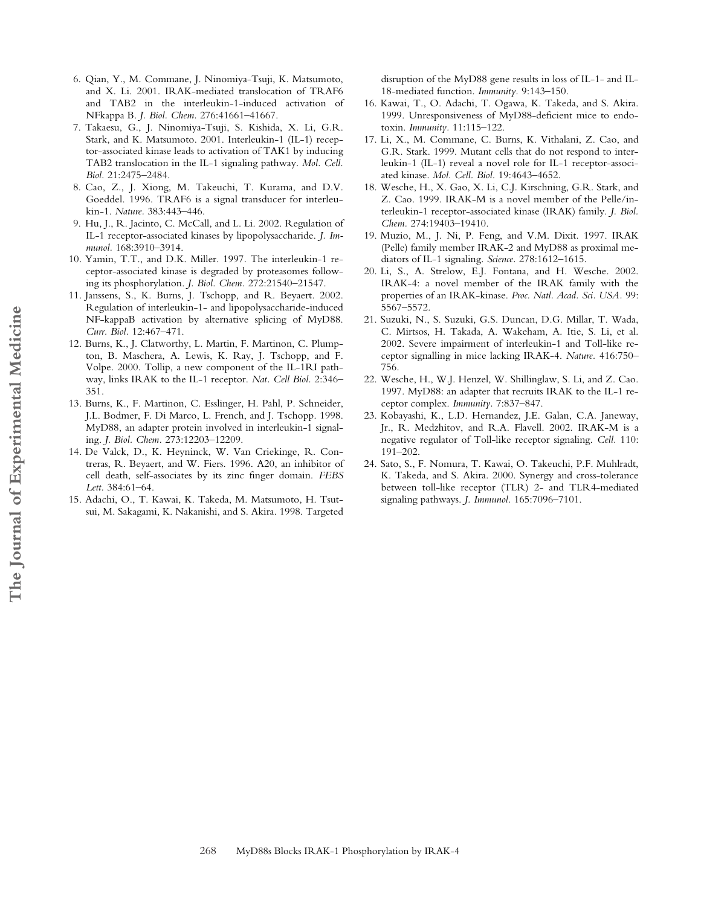6. Qian, Y., M. Commane, J. Ninomiya-Tsuji, K. Matsumoto, and X. Li. 2001. IRAK-mediated translocation of TRAF6 and TAB2 in the interleukin-1-induced activation of NFkappa B. *J. Biol. Chem.* 276:41661–41667.
7. Takaesu, G., J. Ninomiya-Tsuji, S. Kishida, X. Li, G.R. Stark, and K. Matsumoto. 2001. Interleukin-1 (IL-1) receptor-associated kinase leads to activation of TAK1 by inducing TAB2 translocation in the IL-1 signaling pathway. *Mol. Cell. Biol.* 21:2475–2484.
8. Cao, Z., J. Xiong, M. Takeuchi, T. Kurama, and D.V. Goeddel. 1996. TRAF6 is a signal transducer for interleukin-1. *Nature.* 383:443–446.
9. Hu, J., R. Jacinto, C. McCall, and L. Li. 2002. Regulation of IL-1 receptor-associated kinases by lipopolysaccharide. *J. Immunol.* 168:3910–3914.
10. Yamin, T.T., and D.K. Miller. 1997. The interleukin-1 receptor-associated kinase is degraded by proteasomes following its phosphorylation. *J. Biol. Chem.* 272:21540–21547.
11. Janssens, S., K. Burns, J. Tschopp, and R. Beyaert. 2002. Regulation of interleukin-1- and lipopolysaccharide-induced NF-kappaB activation by alternative splicing of MyD88. *Curr. Biol.* 12:467–471.
12. Burns, K., J. Clatworthy, L. Martin, F. Martinon, C. Plumpton, B. Maschera, A. Lewis, K. Ray, J. Tschopp, and F. Volpe. 2000. Tollip, a new component of the IL-1RI pathway, links IRAK to the IL-1 receptor. *Nat. Cell Biol.* 2:346–351.
13. Burns, K., F. Martinon, C. Esslinger, H. Pahl, P. Schneider, J.L. Bodmer, F. Di Marco, L. French, and J. Tschopp. 1998. MyD88, an adapter protein involved in interleukin-1 signaling. *J. Biol. Chem.* 273:12203–12209.
14. De Valck, D., K. Heyninck, W. Van Criekinge, R. Contreras, R. Beyaert, and W. Fiers. 1996. A20, an inhibitor of cell death, self-associates by its zinc finger domain. *FEBS Lett.* 384:61–64.
15. Adachi, O., T. Kawai, K. Takeda, M. Matsumoto, H. Tsutsui, M. Sakagami, K. Nakanishi, and S. Akira. 1998. Targeted disruption of the MyD88 gene results in loss of IL-1- and IL-18-mediated function. *Immunity.* 9:143–150.
16. Kawai, T., O. Adachi, T. Ogawa, K. Takeda, and S. Akira. 1999. Unresponsiveness of MyD88-deficient mice to endotoxin. *Immunity.* 11:115–122.
17. Li, X., M. Commane, C. Burns, K. Vithalani, Z. Cao, and G.R. Stark. 1999. Mutant cells that do not respond to interleukin-1 (IL-1) reveal a novel role for IL-1 receptor-associated kinase. *Mol. Cell. Biol.* 19:4643–4652.
18. Wesche, H., X. Gao, X. Li, C.J. Kirschning, G.R. Stark, and Z. Cao. 1999. IRAK-M is a novel member of the Pelle/interleukin-1 receptor-associated kinase (IRAK) family. *J. Biol. Chem.* 274:19403–19410.
19. Muzio, M., J. Ni, P. Feng, and V.M. Dixit. 1997. IRAK (Pelle) family member IRAK-2 and MyD88 as proximal mediators of IL-1 signaling. *Science.* 278:1612–1615.
20. Li, S., A. Strelow, E.J. Fontana, and H. Wesche. 2002. IRAK-4: a novel member of the IRAK family with the properties of an IRAK-kinase. *Proc. Natl. Acad. Sci. USA.* 99: 5567–5572.
21. Suzuki, N., S. Suzuki, G.S. Duncan, D.G. Millar, T. Wada, C. Mirtsos, H. Takada, A. Wakeham, A. Itie, S. Li, et al. 2002. Severe impairment of interleukin-1 and Toll-like receptor signalling in mice lacking IRAK-4. *Nature.* 416:750–756.
22. Wesche, H., W.J. Henzel, W. Shillinglaw, S. Li, and Z. Cao. 1997. MyD88: an adapter that recruits IRAK to the IL-1 receptor complex. *Immunity.* 7:837–847.
23. Kobayashi, K., L.D. Hernandez, J.E. Galan, C.A. Janeway, Jr., R. Medzhitov, and R.A. Flavell. 2002. IRAK-M is a negative regulator of Toll-like receptor signaling. *Cell.* 110: 191–202.
24. Sato, S., F. Nomura, T. Kawai, O. Takeuchi, P.F. Muhlradt, K. Takeda, and S. Akira. 2000. Synergy and cross-tolerance between toll-like receptor (TLR) 2- and TLR4-mediated signaling pathways. *J. Immunol.* 165:7096–7101.